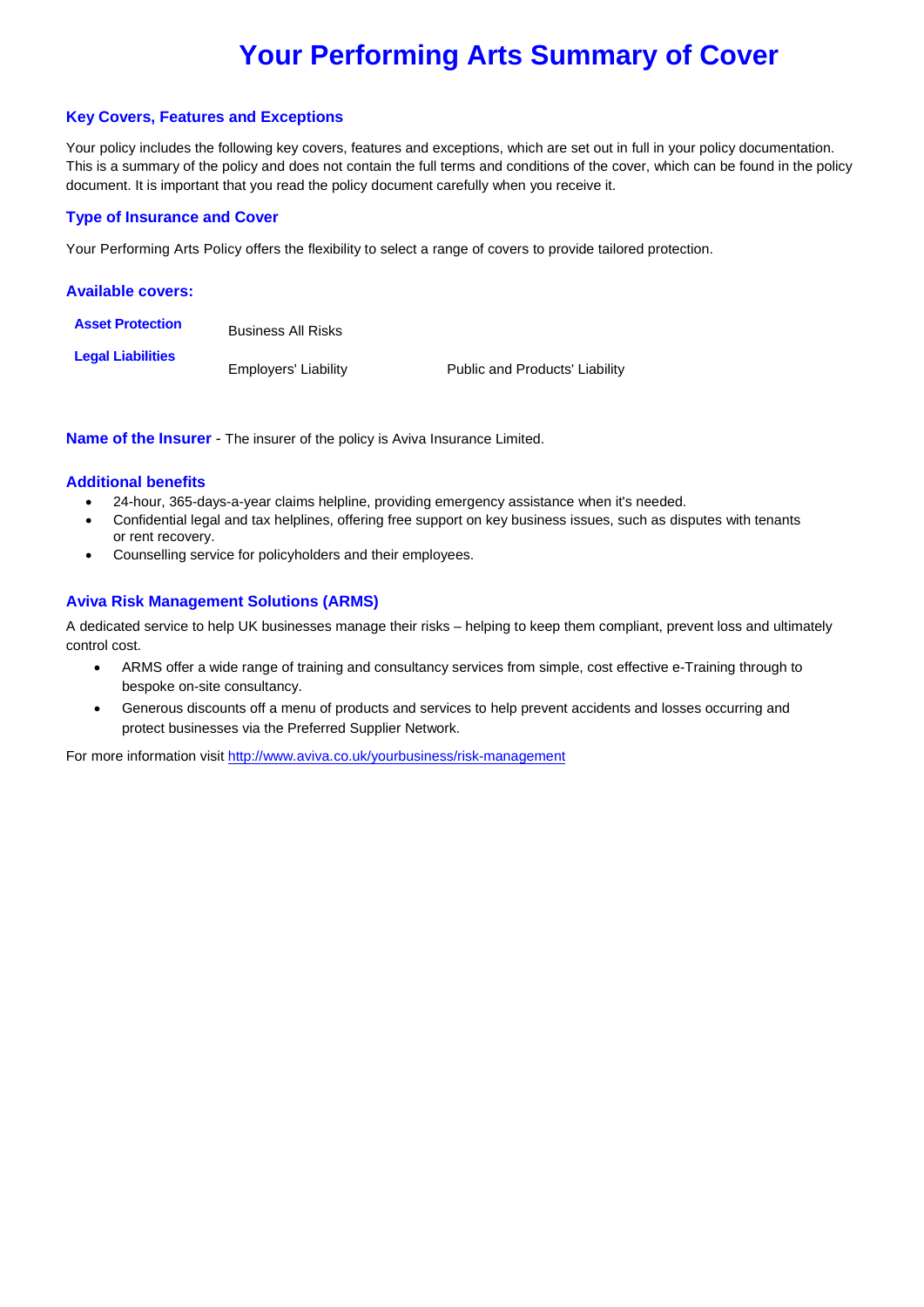# Your Performing Arts Summary of Cover

## Key Covers, Features and Exceptions

Your policy includes the following key covers, features and exceptions, which are set out in full in your policy documentation. This is a summary of the policy and does not contain the full terms and conditions of the cover, which can be found in the policy document. It is important that you read the policy document carefully when you receive it.

## Type of Insurance and Cover

Your Performing Arts Policy offers the flexibility to select a range of covers to provide tailored protection.

## Available covers:

| | | |
|---|---|---|
| **Asset Protection** | Business All Risks | |
| **Legal Liabilities** | Employers' Liability | Public and Products' Liability |

**Name of the Insurer** - The insurer of the policy is Aviva Insurance Limited.

## Additional benefits

- 24-hour, 365-days-a-year claims helpline, providing emergency assistance when it's needed.
- Confidential legal and tax helplines, offering free support on key business issues, such as disputes with tenants or rent recovery.
- Counselling service for policyholders and their employees.

## Aviva Risk Management Solutions (ARMS)

A dedicated service to help UK businesses manage their risks – helping to keep them compliant, prevent loss and ultimately control cost.

- ARMS offer a wide range of training and consultancy services from simple, cost effective e-Training through to bespoke on-site consultancy.
- Generous discounts off a menu of products and services to help prevent accidents and losses occurring and protect businesses via the Preferred Supplier Network.

For more information visit http://www.aviva.co.uk/yourbusiness/risk-management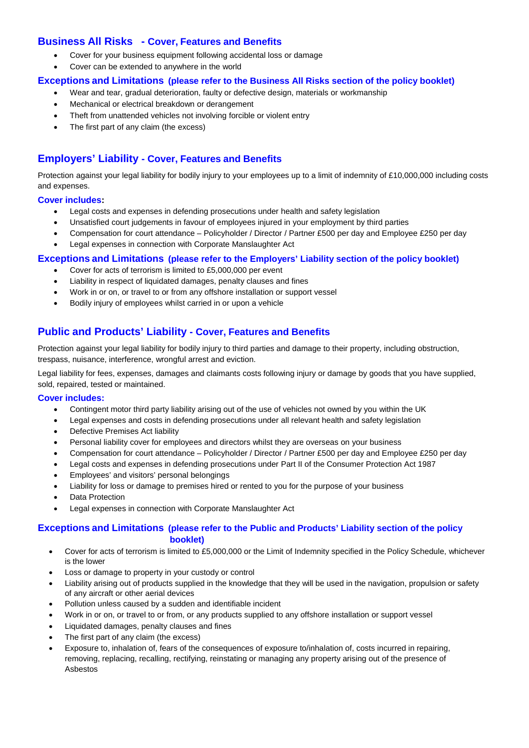## Business All Risks - Cover, Features and Benefits

- Cover for your business equipment following accidental loss or damage
- Cover can be extended to anywhere in the world

### Exceptions and Limitations (please refer to the Business All Risks section of the policy booklet)

- Wear and tear, gradual deterioration, faulty or defective design, materials or workmanship
- Mechanical or electrical breakdown or derangement
- Theft from unattended vehicles not involving forcible or violent entry
- The first part of any claim (the excess)

## Employers' Liability - Cover, Features and Benefits

Protection against your legal liability for bodily injury to your employees up to a limit of indemnity of £10,000,000 including costs and expenses.

### Cover includes:

- Legal costs and expenses in defending prosecutions under health and safety legislation
- Unsatisfied court judgements in favour of employees injured in your employment by third parties
- Compensation for court attendance – Policyholder / Director / Partner £500 per day and Employee £250 per day
- Legal expenses in connection with Corporate Manslaughter Act

### Exceptions and Limitations (please refer to the Employers' Liability section of the policy booklet)

- Cover for acts of terrorism is limited to £5,000,000 per event
- Liability in respect of liquidated damages, penalty clauses and fines
- Work in or on, or travel to or from any offshore installation or support vessel
- Bodily injury of employees whilst carried in or upon a vehicle

## Public and Products' Liability - Cover, Features and Benefits

Protection against your legal liability for bodily injury to third parties and damage to their property, including obstruction, trespass, nuisance, interference, wrongful arrest and eviction.

Legal liability for fees, expenses, damages and claimants costs following injury or damage by goods that you have supplied, sold, repaired, tested or maintained.

### Cover includes:

- Contingent motor third party liability arising out of the use of vehicles not owned by you within the UK
- Legal expenses and costs in defending prosecutions under all relevant health and safety legislation
- Defective Premises Act liability
- Personal liability cover for employees and directors whilst they are overseas on your business
- Compensation for court attendance – Policyholder / Director / Partner £500 per day and Employee £250 per day
- Legal costs and expenses in defending prosecutions under Part II of the Consumer Protection Act 1987
- Employees' and visitors' personal belongings
- Liability for loss or damage to premises hired or rented to you for the purpose of your business
- Data Protection
- Legal expenses in connection with Corporate Manslaughter Act

### Exceptions and Limitations (please refer to the Public and Products' Liability section of the policy booklet)

- Cover for acts of terrorism is limited to £5,000,000 or the Limit of Indemnity specified in the Policy Schedule, whichever is the lower
- Loss or damage to property in your custody or control
- Liability arising out of products supplied in the knowledge that they will be used in the navigation, propulsion or safety of any aircraft or other aerial devices
- Pollution unless caused by a sudden and identifiable incident
- Work in or on, or travel to or from, or any products supplied to any offshore installation or support vessel
- Liquidated damages, penalty clauses and fines
- The first part of any claim (the excess)
- Exposure to, inhalation of, fears of the consequences of exposure to/inhalation of, costs incurred in repairing, removing, replacing, recalling, rectifying, reinstating or managing any property arising out of the presence of Asbestos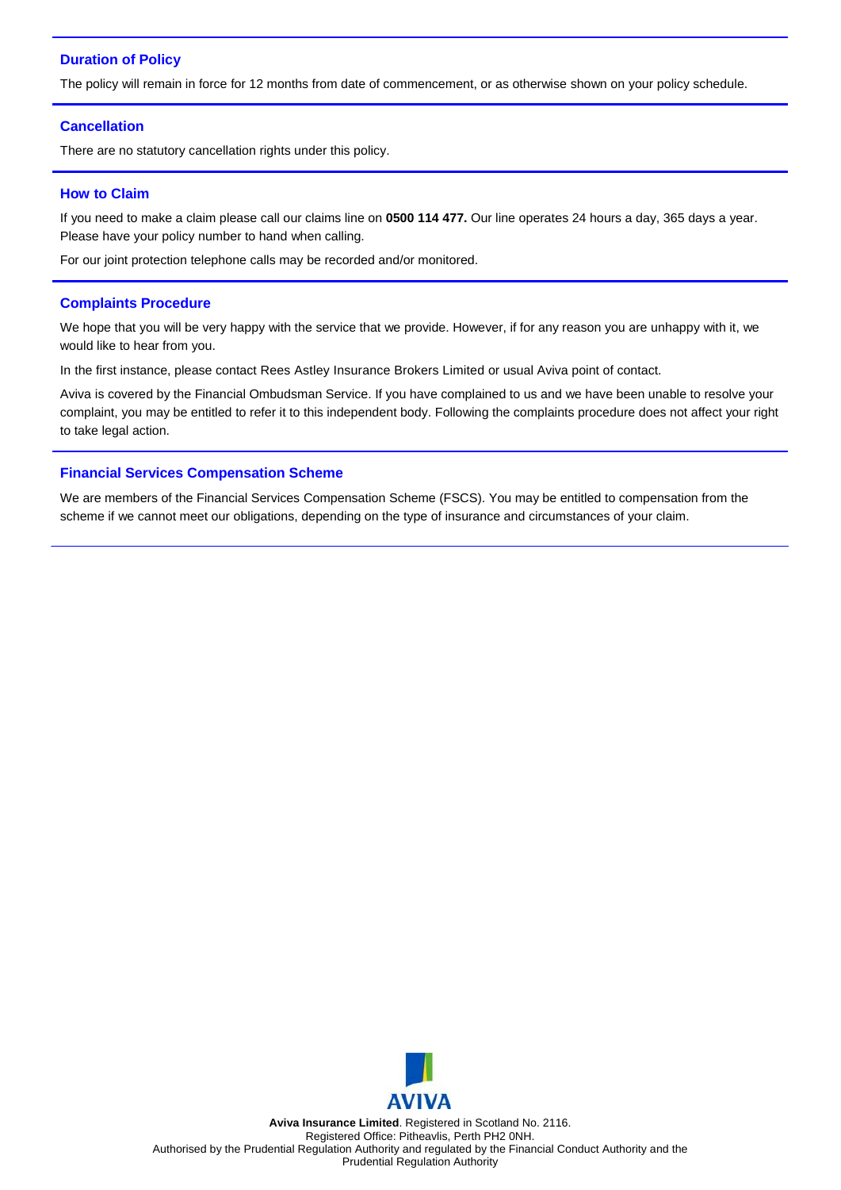## Duration of Policy

The policy will remain in force for 12 months from date of commencement, or as otherwise shown on your policy schedule.

## Cancellation

There are no statutory cancellation rights under this policy.

## How to Claim

If you need to make a claim please call our claims line on **0500 114 477.** Our line operates 24 hours a day, 365 days a year. Please have your policy number to hand when calling.

For our joint protection telephone calls may be recorded and/or monitored.

## Complaints Procedure

We hope that you will be very happy with the service that we provide. However, if for any reason you are unhappy with it, we would like to hear from you.

In the first instance, please contact Rees Astley Insurance Brokers Limited or usual Aviva point of contact.

Aviva is covered by the Financial Ombudsman Service. If you have complained to us and we have been unable to resolve your complaint, you may be entitled to refer it to this independent body. Following the complaints procedure does not affect your right to take legal action.

## Financial Services Compensation Scheme

We are members of the Financial Services Compensation Scheme (FSCS). You may be entitled to compensation from the scheme if we cannot meet our obligations, depending on the type of insurance and circumstances of your claim.

AVIVA

**Aviva Insurance Limited**. Registered in Scotland No. 2116.
Registered Office: Pitheavlis, Perth PH2 0NH.
Authorised by the Prudential Regulation Authority and regulated by the Financial Conduct Authority and the Prudential Regulation Authority